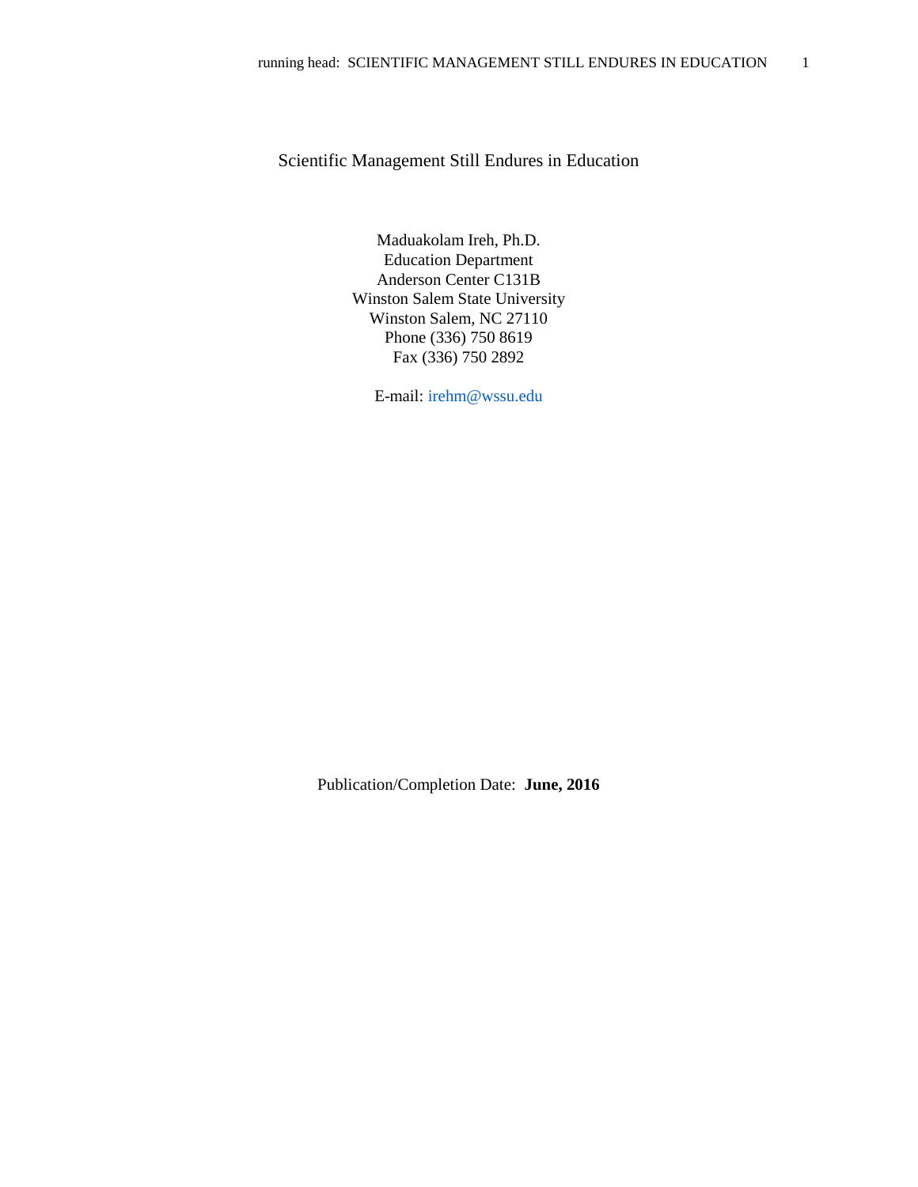# Scientific Management Still Endures in Education

Maduakolam Ireh, Ph.D.
Education Department
Anderson Center C131B
Winston Salem State University
Winston Salem, NC 27110
Phone (336) 750 8619
Fax (336) 750 2892

E-mail: irehm@wssu.edu

Publication/Completion Date: **June, 2016**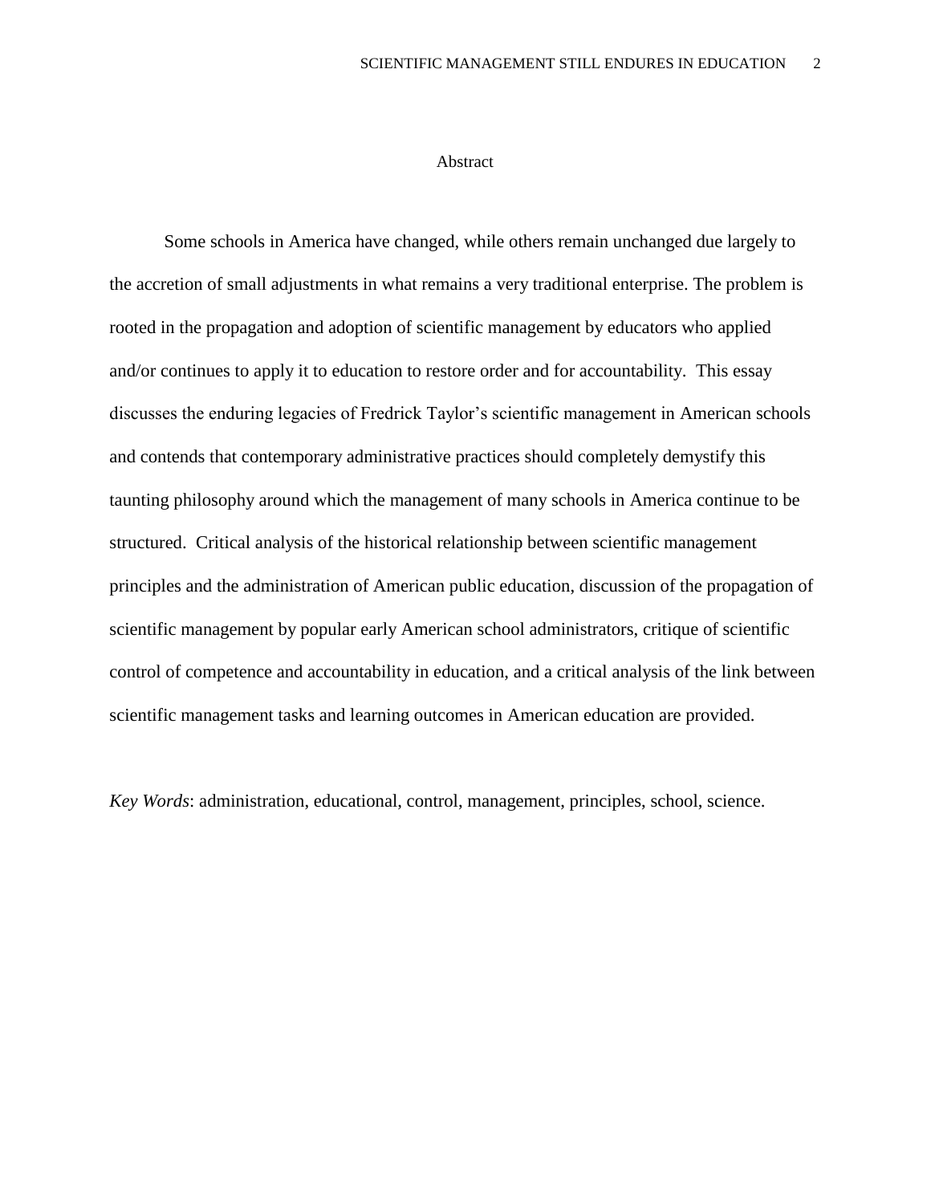# Abstract

Some schools in America have changed, while others remain unchanged due largely to the accretion of small adjustments in what remains a very traditional enterprise. The problem is rooted in the propagation and adoption of scientific management by educators who applied and/or continues to apply it to education to restore order and for accountability. This essay discusses the enduring legacies of Fredrick Taylor's scientific management in American schools and contends that contemporary administrative practices should completely demystify this taunting philosophy around which the management of many schools in America continue to be structured. Critical analysis of the historical relationship between scientific management principles and the administration of American public education, discussion of the propagation of scientific management by popular early American school administrators, critique of scientific control of competence and accountability in education, and a critical analysis of the link between scientific management tasks and learning outcomes in American education are provided.

*Key Words*: administration, educational, control, management, principles, school, science.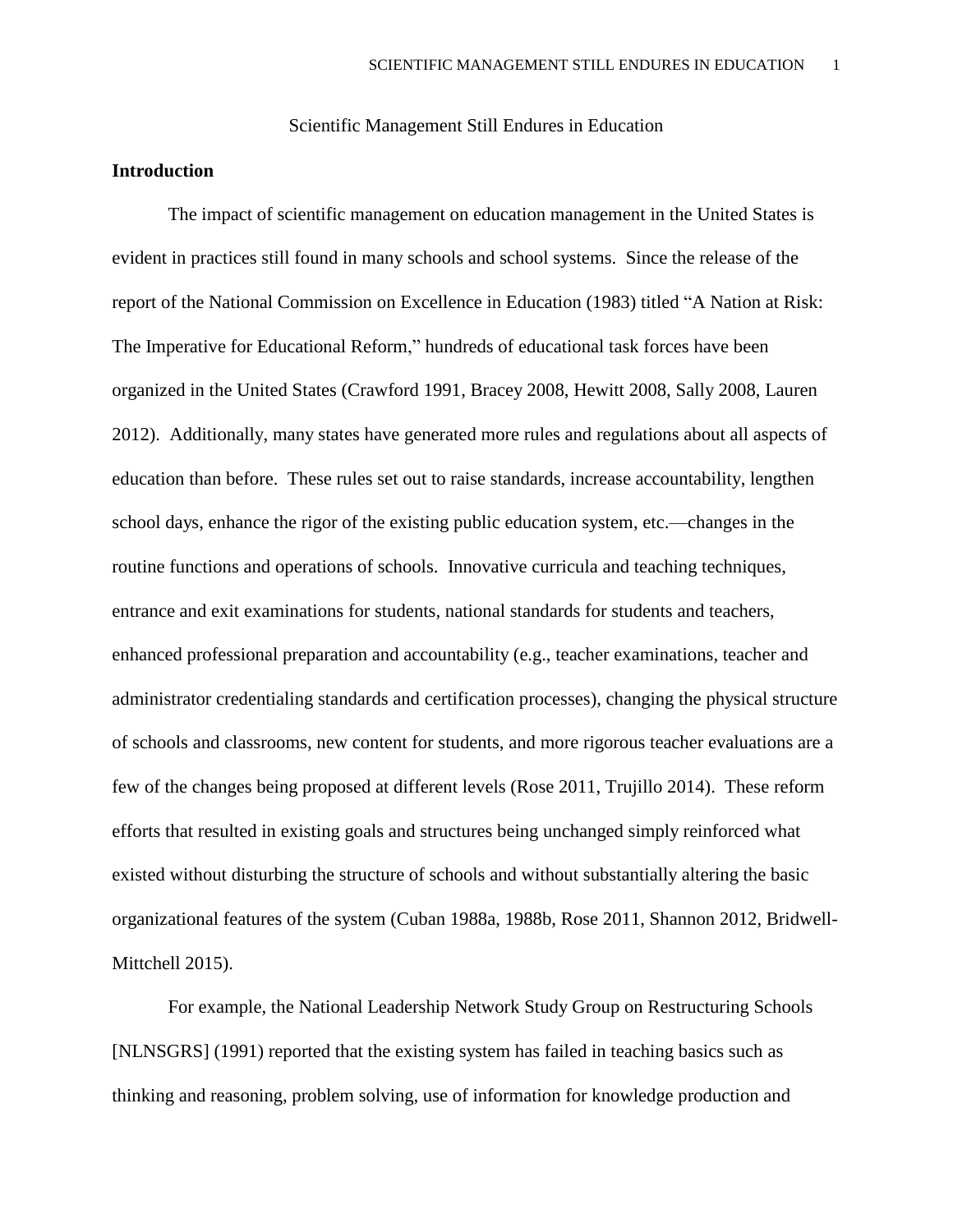Scientific Management Still Endures in Education

## Introduction

The impact of scientific management on education management in the United States is evident in practices still found in many schools and school systems. Since the release of the report of the National Commission on Excellence in Education (1983) titled "A Nation at Risk: The Imperative for Educational Reform," hundreds of educational task forces have been organized in the United States (Crawford 1991, Bracey 2008, Hewitt 2008, Sally 2008, Lauren 2012). Additionally, many states have generated more rules and regulations about all aspects of education than before. These rules set out to raise standards, increase accountability, lengthen school days, enhance the rigor of the existing public education system, etc.—changes in the routine functions and operations of schools. Innovative curricula and teaching techniques, entrance and exit examinations for students, national standards for students and teachers, enhanced professional preparation and accountability (e.g., teacher examinations, teacher and administrator credentialing standards and certification processes), changing the physical structure of schools and classrooms, new content for students, and more rigorous teacher evaluations are a few of the changes being proposed at different levels (Rose 2011, Trujillo 2014). These reform efforts that resulted in existing goals and structures being unchanged simply reinforced what existed without disturbing the structure of schools and without substantially altering the basic organizational features of the system (Cuban 1988a, 1988b, Rose 2011, Shannon 2012, Bridwell-Mittchell 2015).

For example, the National Leadership Network Study Group on Restructuring Schools [NLNSGRS] (1991) reported that the existing system has failed in teaching basics such as thinking and reasoning, problem solving, use of information for knowledge production and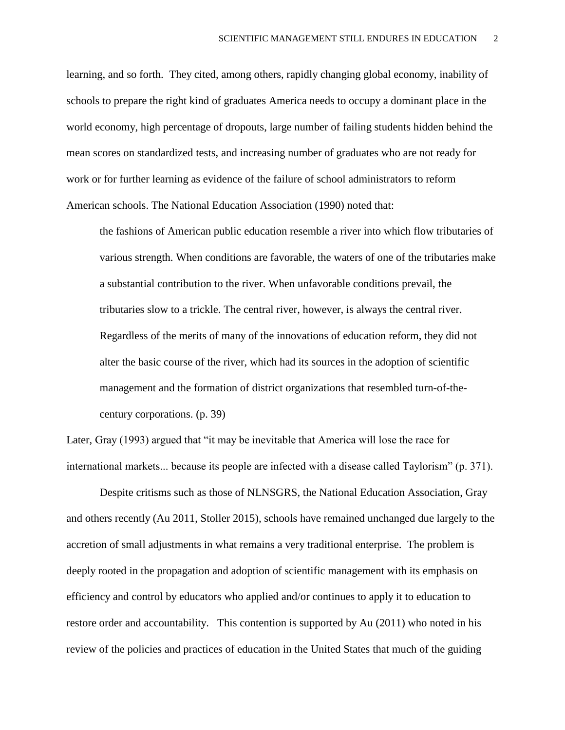learning, and so forth. They cited, among others, rapidly changing global economy, inability of schools to prepare the right kind of graduates America needs to occupy a dominant place in the world economy, high percentage of dropouts, large number of failing students hidden behind the mean scores on standardized tests, and increasing number of graduates who are not ready for work or for further learning as evidence of the failure of school administrators to reform American schools. The National Education Association (1990) noted that:

> the fashions of American public education resemble a river into which flow tributaries of various strength. When conditions are favorable, the waters of one of the tributaries make a substantial contribution to the river. When unfavorable conditions prevail, the tributaries slow to a trickle. The central river, however, is always the central river. Regardless of the merits of many of the innovations of education reform, they did not alter the basic course of the river, which had its sources in the adoption of scientific management and the formation of district organizations that resembled turn-of-the-century corporations. (p. 39)

Later, Gray (1993) argued that "it may be inevitable that America will lose the race for international markets... because its people are infected with a disease called Taylorism" (p. 371).

Despite critisms such as those of NLNSGRS, the National Education Association, Gray and others recently (Au 2011, Stoller 2015), schools have remained unchanged due largely to the accretion of small adjustments in what remains a very traditional enterprise. The problem is deeply rooted in the propagation and adoption of scientific management with its emphasis on efficiency and control by educators who applied and/or continues to apply it to education to restore order and accountability. This contention is supported by Au (2011) who noted in his review of the policies and practices of education in the United States that much of the guiding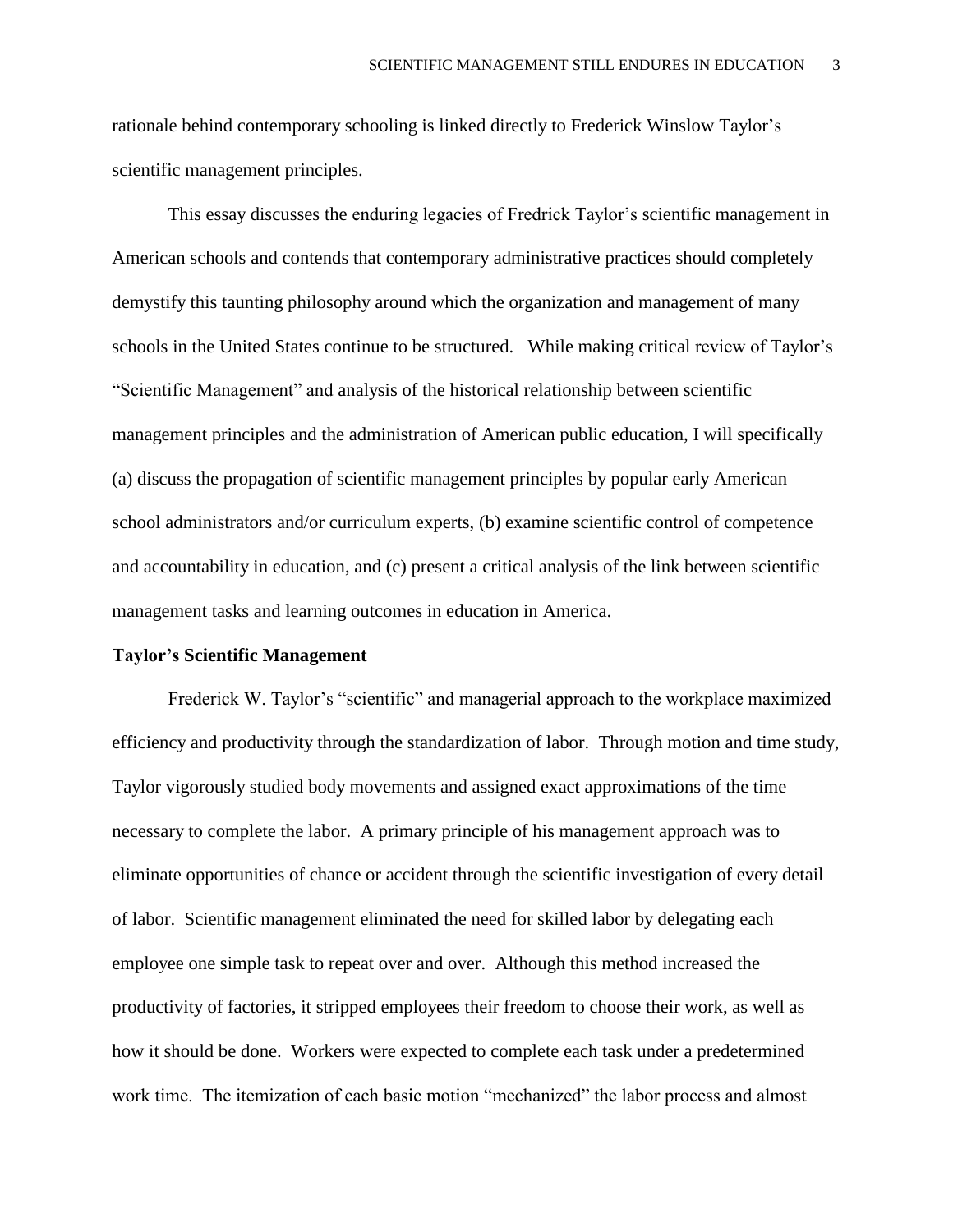rationale behind contemporary schooling is linked directly to Frederick Winslow Taylor's scientific management principles.

This essay discusses the enduring legacies of Fredrick Taylor's scientific management in American schools and contends that contemporary administrative practices should completely demystify this taunting philosophy around which the organization and management of many schools in the United States continue to be structured. While making critical review of Taylor's "Scientific Management" and analysis of the historical relationship between scientific management principles and the administration of American public education, I will specifically (a) discuss the propagation of scientific management principles by popular early American school administrators and/or curriculum experts, (b) examine scientific control of competence and accountability in education, and (c) present a critical analysis of the link between scientific management tasks and learning outcomes in education in America.

**Taylor's Scientific Management**

Frederick W. Taylor's "scientific" and managerial approach to the workplace maximized efficiency and productivity through the standardization of labor. Through motion and time study, Taylor vigorously studied body movements and assigned exact approximations of the time necessary to complete the labor. A primary principle of his management approach was to eliminate opportunities of chance or accident through the scientific investigation of every detail of labor. Scientific management eliminated the need for skilled labor by delegating each employee one simple task to repeat over and over. Although this method increased the productivity of factories, it stripped employees their freedom to choose their work, as well as how it should be done. Workers were expected to complete each task under a predetermined work time. The itemization of each basic motion "mechanized" the labor process and almost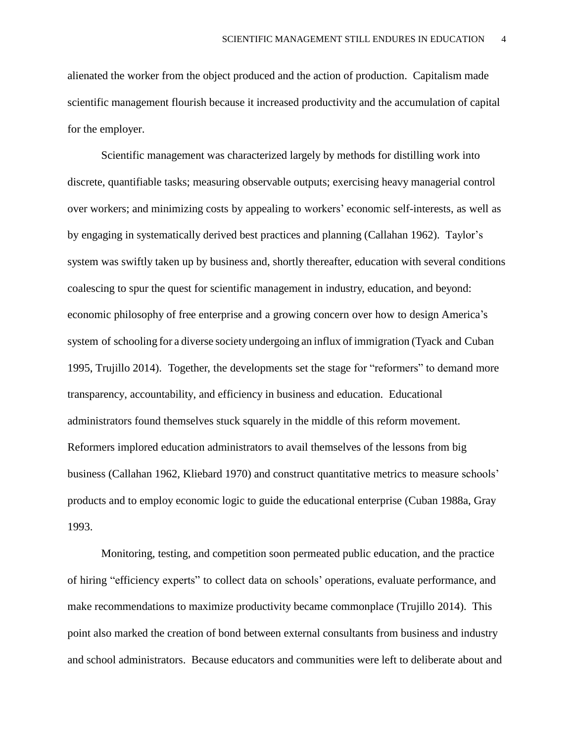alienated the worker from the object produced and the action of production. Capitalism made scientific management flourish because it increased productivity and the accumulation of capital for the employer.

Scientific management was characterized largely by methods for distilling work into discrete, quantifiable tasks; measuring observable outputs; exercising heavy managerial control over workers; and minimizing costs by appealing to workers' economic self-interests, as well as by engaging in systematically derived best practices and planning (Callahan 1962). Taylor's system was swiftly taken up by business and, shortly thereafter, education with several conditions coalescing to spur the quest for scientific management in industry, education, and beyond: economic philosophy of free enterprise and a growing concern over how to design America's system of schooling for a diverse society undergoing an influx of immigration (Tyack and Cuban 1995, Trujillo 2014). Together, the developments set the stage for "reformers" to demand more transparency, accountability, and efficiency in business and education. Educational administrators found themselves stuck squarely in the middle of this reform movement. Reformers implored education administrators to avail themselves of the lessons from big business (Callahan 1962, Kliebard 1970) and construct quantitative metrics to measure schools' products and to employ economic logic to guide the educational enterprise (Cuban 1988a, Gray 1993.

Monitoring, testing, and competition soon permeated public education, and the practice of hiring "efficiency experts" to collect data on schools' operations, evaluate performance, and make recommendations to maximize productivity became commonplace (Trujillo 2014). This point also marked the creation of bond between external consultants from business and industry and school administrators. Because educators and communities were left to deliberate about and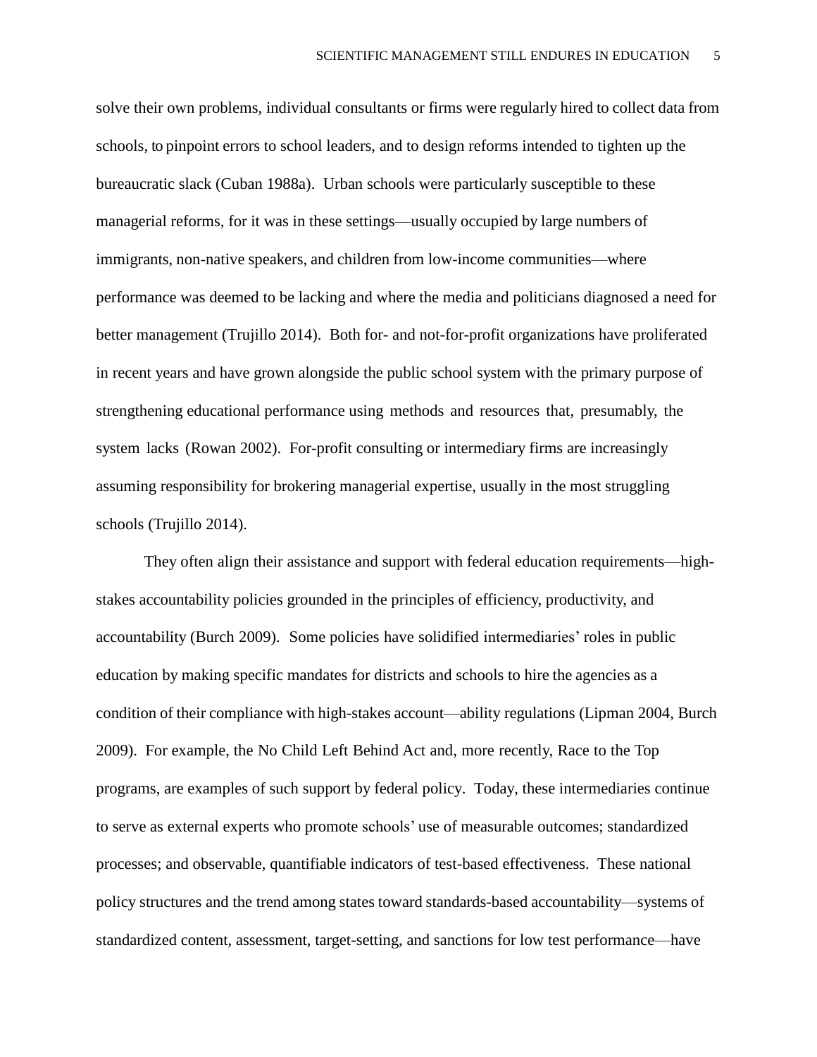solve their own problems, individual consultants or firms were regularly hired to collect data from schools, to pinpoint errors to school leaders, and to design reforms intended to tighten up the bureaucratic slack (Cuban 1988a). Urban schools were particularly susceptible to these managerial reforms, for it was in these settings—usually occupied by large numbers of immigrants, non-native speakers, and children from low-income communities—where performance was deemed to be lacking and where the media and politicians diagnosed a need for better management (Trujillo 2014). Both for- and not-for-profit organizations have proliferated in recent years and have grown alongside the public school system with the primary purpose of strengthening educational performance using methods and resources that, presumably, the system lacks (Rowan 2002). For-profit consulting or intermediary firms are increasingly assuming responsibility for brokering managerial expertise, usually in the most struggling schools (Trujillo 2014).

They often align their assistance and support with federal education requirements—high-stakes accountability policies grounded in the principles of efficiency, productivity, and accountability (Burch 2009). Some policies have solidified intermediaries' roles in public education by making specific mandates for districts and schools to hire the agencies as a condition of their compliance with high-stakes account—ability regulations (Lipman 2004, Burch 2009). For example, the No Child Left Behind Act and, more recently, Race to the Top programs, are examples of such support by federal policy. Today, these intermediaries continue to serve as external experts who promote schools' use of measurable outcomes; standardized processes; and observable, quantifiable indicators of test-based effectiveness. These national policy structures and the trend among states toward standards-based accountability—systems of standardized content, assessment, target-setting, and sanctions for low test performance—have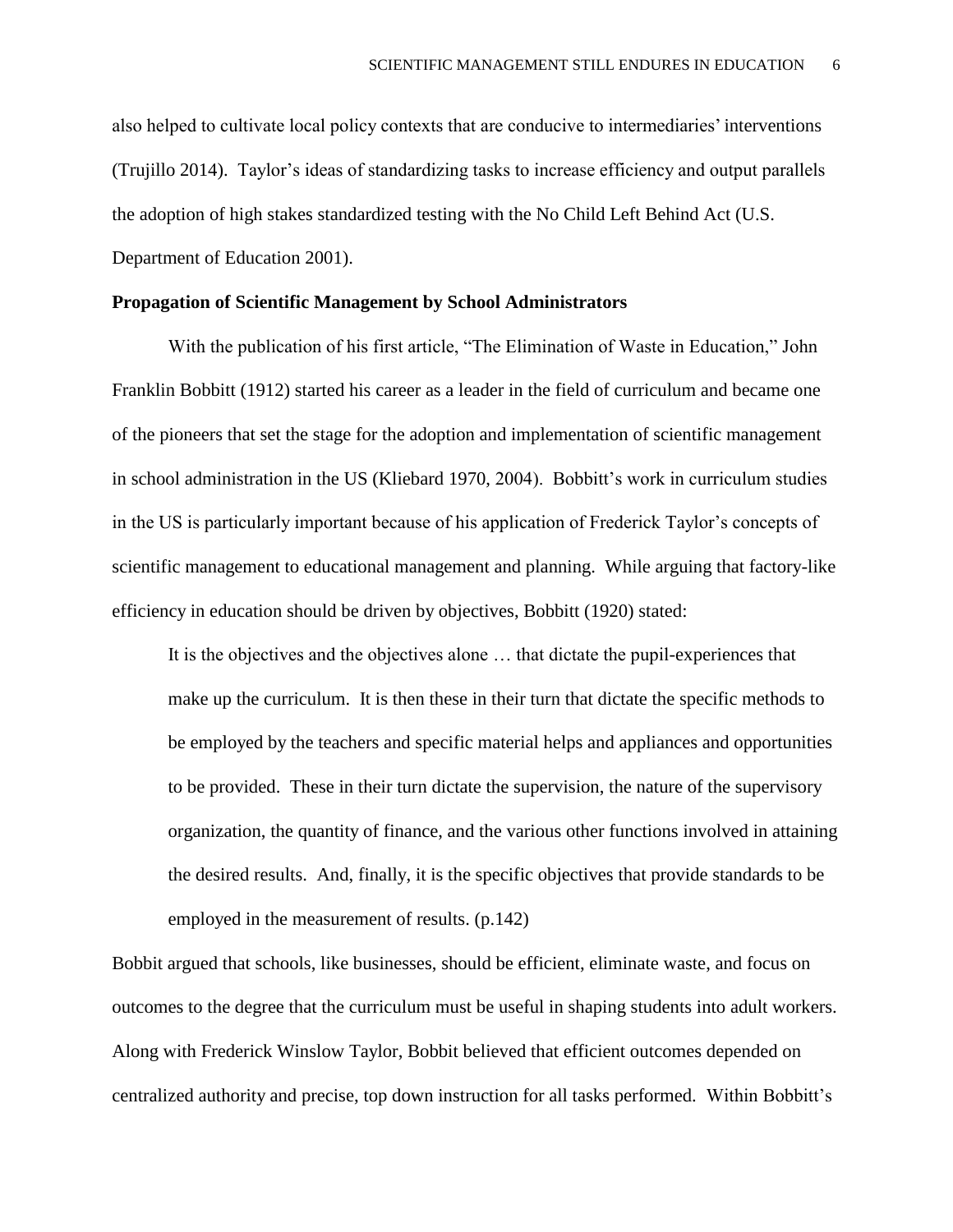also helped to cultivate local policy contexts that are conducive to intermediaries' interventions (Trujillo 2014). Taylor's ideas of standardizing tasks to increase efficiency and output parallels the adoption of high stakes standardized testing with the No Child Left Behind Act (U.S. Department of Education 2001).

**Propagation of Scientific Management by School Administrators**

With the publication of his first article, "The Elimination of Waste in Education," John Franklin Bobbitt (1912) started his career as a leader in the field of curriculum and became one of the pioneers that set the stage for the adoption and implementation of scientific management in school administration in the US (Kliebard 1970, 2004). Bobbitt's work in curriculum studies in the US is particularly important because of his application of Frederick Taylor's concepts of scientific management to educational management and planning. While arguing that factory-like efficiency in education should be driven by objectives, Bobbitt (1920) stated:

> It is the objectives and the objectives alone … that dictate the pupil-experiences that make up the curriculum. It is then these in their turn that dictate the specific methods to be employed by the teachers and specific material helps and appliances and opportunities to be provided. These in their turn dictate the supervision, the nature of the supervisory organization, the quantity of finance, and the various other functions involved in attaining the desired results. And, finally, it is the specific objectives that provide standards to be employed in the measurement of results. (p.142)

Bobbit argued that schools, like businesses, should be efficient, eliminate waste, and focus on outcomes to the degree that the curriculum must be useful in shaping students into adult workers. Along with Frederick Winslow Taylor, Bobbit believed that efficient outcomes depended on centralized authority and precise, top down instruction for all tasks performed. Within Bobbitt's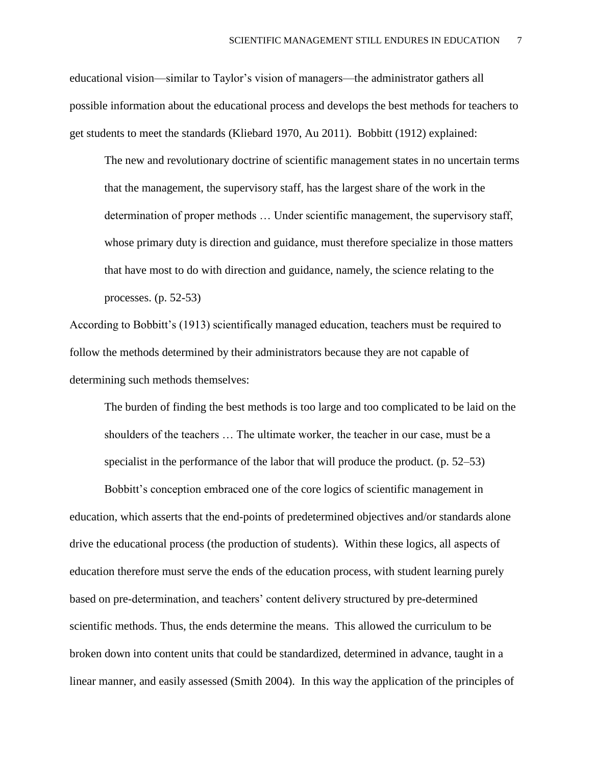educational vision—similar to Taylor's vision of managers—the administrator gathers all possible information about the educational process and develops the best methods for teachers to get students to meet the standards (Kliebard 1970, Au 2011). Bobbitt (1912) explained:

> The new and revolutionary doctrine of scientific management states in no uncertain terms that the management, the supervisory staff, has the largest share of the work in the determination of proper methods … Under scientific management, the supervisory staff, whose primary duty is direction and guidance, must therefore specialize in those matters that have most to do with direction and guidance, namely, the science relating to the processes. (p. 52-53)

According to Bobbitt's (1913) scientifically managed education, teachers must be required to follow the methods determined by their administrators because they are not capable of determining such methods themselves:

> The burden of finding the best methods is too large and too complicated to be laid on the shoulders of the teachers … The ultimate worker, the teacher in our case, must be a specialist in the performance of the labor that will produce the product. (p. 52–53)

Bobbitt's conception embraced one of the core logics of scientific management in education, which asserts that the end-points of predetermined objectives and/or standards alone drive the educational process (the production of students). Within these logics, all aspects of education therefore must serve the ends of the education process, with student learning purely based on pre-determination, and teachers' content delivery structured by pre-determined scientific methods. Thus, the ends determine the means. This allowed the curriculum to be broken down into content units that could be standardized, determined in advance, taught in a linear manner, and easily assessed (Smith 2004). In this way the application of the principles of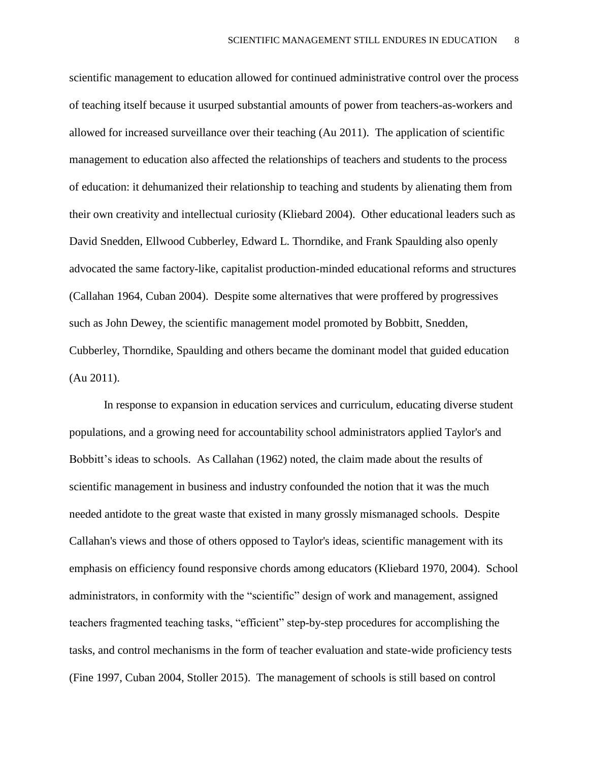scientific management to education allowed for continued administrative control over the process of teaching itself because it usurped substantial amounts of power from teachers-as-workers and allowed for increased surveillance over their teaching (Au 2011). The application of scientific management to education also affected the relationships of teachers and students to the process of education: it dehumanized their relationship to teaching and students by alienating them from their own creativity and intellectual curiosity (Kliebard 2004). Other educational leaders such as David Snedden, Ellwood Cubberley, Edward L. Thorndike, and Frank Spaulding also openly advocated the same factory-like, capitalist production-minded educational reforms and structures (Callahan 1964, Cuban 2004). Despite some alternatives that were proffered by progressives such as John Dewey, the scientific management model promoted by Bobbitt, Snedden, Cubberley, Thorndike, Spaulding and others became the dominant model that guided education (Au 2011).

In response to expansion in education services and curriculum, educating diverse student populations, and a growing need for accountability school administrators applied Taylor's and Bobbitt's ideas to schools. As Callahan (1962) noted, the claim made about the results of scientific management in business and industry confounded the notion that it was the much needed antidote to the great waste that existed in many grossly mismanaged schools. Despite Callahan's views and those of others opposed to Taylor's ideas, scientific management with its emphasis on efficiency found responsive chords among educators (Kliebard 1970, 2004). School administrators, in conformity with the "scientific" design of work and management, assigned teachers fragmented teaching tasks, "efficient" step-by-step procedures for accomplishing the tasks, and control mechanisms in the form of teacher evaluation and state-wide proficiency tests (Fine 1997, Cuban 2004, Stoller 2015). The management of schools is still based on control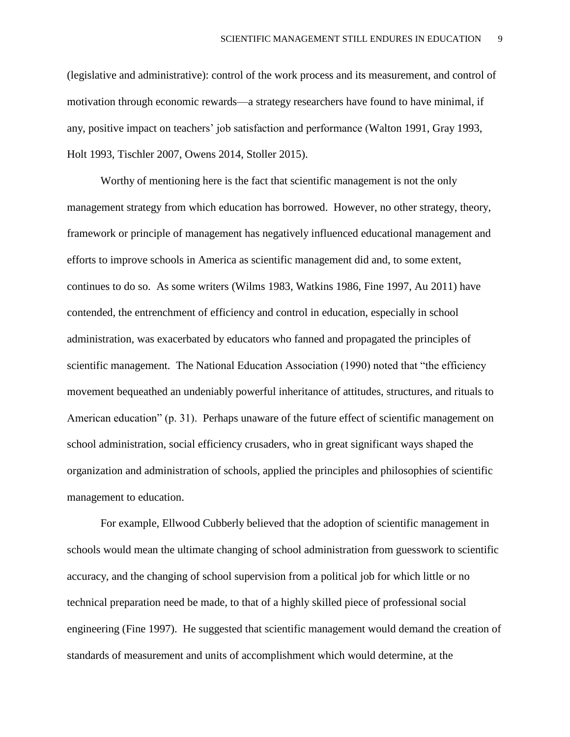(legislative and administrative): control of the work process and its measurement, and control of motivation through economic rewards—a strategy researchers have found to have minimal, if any, positive impact on teachers' job satisfaction and performance (Walton 1991, Gray 1993, Holt 1993, Tischler 2007, Owens 2014, Stoller 2015).

Worthy of mentioning here is the fact that scientific management is not the only management strategy from which education has borrowed. However, no other strategy, theory, framework or principle of management has negatively influenced educational management and efforts to improve schools in America as scientific management did and, to some extent, continues to do so. As some writers (Wilms 1983, Watkins 1986, Fine 1997, Au 2011) have contended, the entrenchment of efficiency and control in education, especially in school administration, was exacerbated by educators who fanned and propagated the principles of scientific management. The National Education Association (1990) noted that "the efficiency movement bequeathed an undeniably powerful inheritance of attitudes, structures, and rituals to American education" (p. 31). Perhaps unaware of the future effect of scientific management on school administration, social efficiency crusaders, who in great significant ways shaped the organization and administration of schools, applied the principles and philosophies of scientific management to education.

For example, Ellwood Cubberly believed that the adoption of scientific management in schools would mean the ultimate changing of school administration from guesswork to scientific accuracy, and the changing of school supervision from a political job for which little or no technical preparation need be made, to that of a highly skilled piece of professional social engineering (Fine 1997). He suggested that scientific management would demand the creation of standards of measurement and units of accomplishment which would determine, at the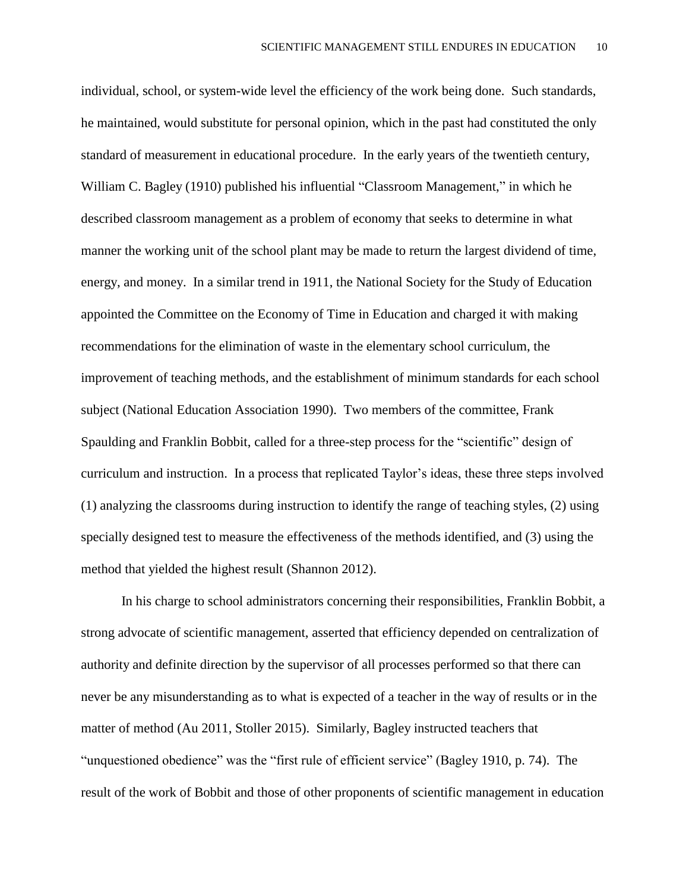individual, school, or system-wide level the efficiency of the work being done. Such standards, he maintained, would substitute for personal opinion, which in the past had constituted the only standard of measurement in educational procedure. In the early years of the twentieth century, William C. Bagley (1910) published his influential "Classroom Management," in which he described classroom management as a problem of economy that seeks to determine in what manner the working unit of the school plant may be made to return the largest dividend of time, energy, and money. In a similar trend in 1911, the National Society for the Study of Education appointed the Committee on the Economy of Time in Education and charged it with making recommendations for the elimination of waste in the elementary school curriculum, the improvement of teaching methods, and the establishment of minimum standards for each school subject (National Education Association 1990). Two members of the committee, Frank Spaulding and Franklin Bobbit, called for a three-step process for the "scientific" design of curriculum and instruction. In a process that replicated Taylor's ideas, these three steps involved (1) analyzing the classrooms during instruction to identify the range of teaching styles, (2) using specially designed test to measure the effectiveness of the methods identified, and (3) using the method that yielded the highest result (Shannon 2012).

In his charge to school administrators concerning their responsibilities, Franklin Bobbit, a strong advocate of scientific management, asserted that efficiency depended on centralization of authority and definite direction by the supervisor of all processes performed so that there can never be any misunderstanding as to what is expected of a teacher in the way of results or in the matter of method (Au 2011, Stoller 2015). Similarly, Bagley instructed teachers that "unquestioned obedience" was the "first rule of efficient service" (Bagley 1910, p. 74). The result of the work of Bobbit and those of other proponents of scientific management in education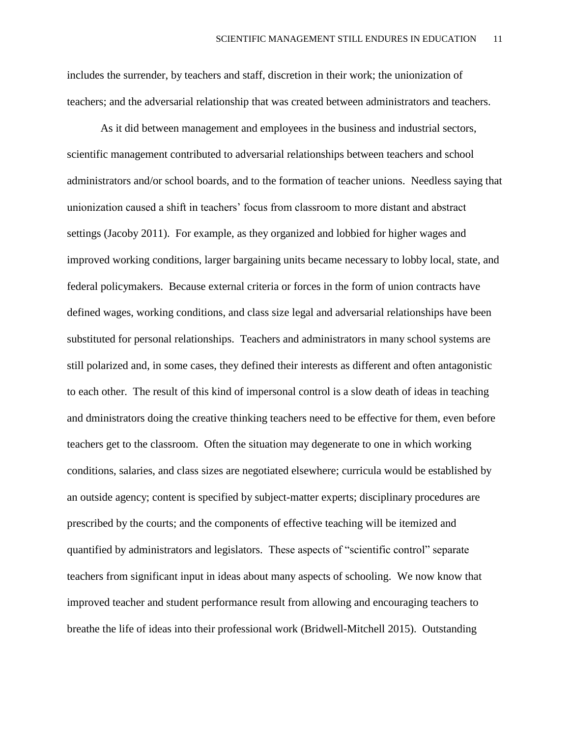includes the surrender, by teachers and staff, discretion in their work; the unionization of teachers; and the adversarial relationship that was created between administrators and teachers.

As it did between management and employees in the business and industrial sectors, scientific management contributed to adversarial relationships between teachers and school administrators and/or school boards, and to the formation of teacher unions. Needless saying that unionization caused a shift in teachers' focus from classroom to more distant and abstract settings (Jacoby 2011). For example, as they organized and lobbied for higher wages and improved working conditions, larger bargaining units became necessary to lobby local, state, and federal policymakers. Because external criteria or forces in the form of union contracts have defined wages, working conditions, and class size legal and adversarial relationships have been substituted for personal relationships. Teachers and administrators in many school systems are still polarized and, in some cases, they defined their interests as different and often antagonistic to each other. The result of this kind of impersonal control is a slow death of ideas in teaching and dministrators doing the creative thinking teachers need to be effective for them, even before teachers get to the classroom. Often the situation may degenerate to one in which working conditions, salaries, and class sizes are negotiated elsewhere; curricula would be established by an outside agency; content is specified by subject-matter experts; disciplinary procedures are prescribed by the courts; and the components of effective teaching will be itemized and quantified by administrators and legislators. These aspects of "scientific control" separate teachers from significant input in ideas about many aspects of schooling. We now know that improved teacher and student performance result from allowing and encouraging teachers to breathe the life of ideas into their professional work (Bridwell-Mitchell 2015). Outstanding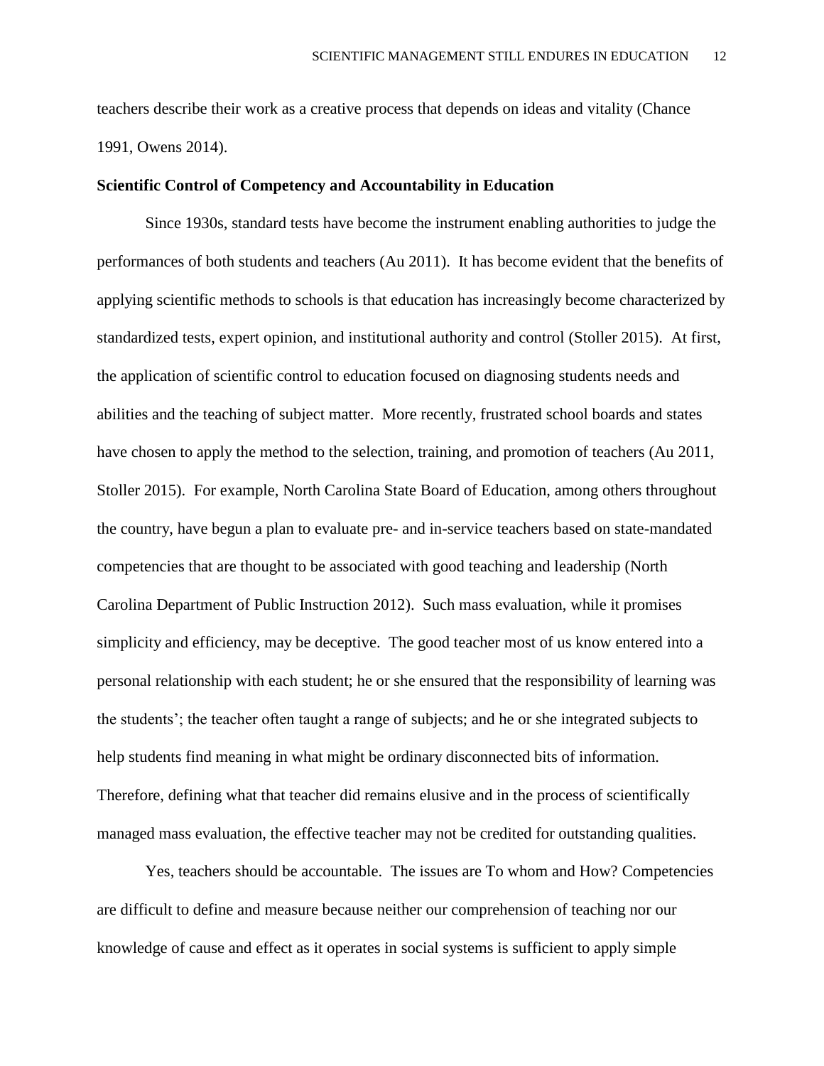teachers describe their work as a creative process that depends on ideas and vitality (Chance 1991, Owens 2014).

**Scientific Control of Competency and Accountability in Education**

Since 1930s, standard tests have become the instrument enabling authorities to judge the performances of both students and teachers (Au 2011). It has become evident that the benefits of applying scientific methods to schools is that education has increasingly become characterized by standardized tests, expert opinion, and institutional authority and control (Stoller 2015). At first, the application of scientific control to education focused on diagnosing students needs and abilities and the teaching of subject matter. More recently, frustrated school boards and states have chosen to apply the method to the selection, training, and promotion of teachers (Au 2011, Stoller 2015). For example, North Carolina State Board of Education, among others throughout the country, have begun a plan to evaluate pre- and in-service teachers based on state-mandated competencies that are thought to be associated with good teaching and leadership (North Carolina Department of Public Instruction 2012). Such mass evaluation, while it promises simplicity and efficiency, may be deceptive. The good teacher most of us know entered into a personal relationship with each student; he or she ensured that the responsibility of learning was the students'; the teacher often taught a range of subjects; and he or she integrated subjects to help students find meaning in what might be ordinary disconnected bits of information. Therefore, defining what that teacher did remains elusive and in the process of scientifically managed mass evaluation, the effective teacher may not be credited for outstanding qualities.

Yes, teachers should be accountable. The issues are To whom and How? Competencies are difficult to define and measure because neither our comprehension of teaching nor our knowledge of cause and effect as it operates in social systems is sufficient to apply simple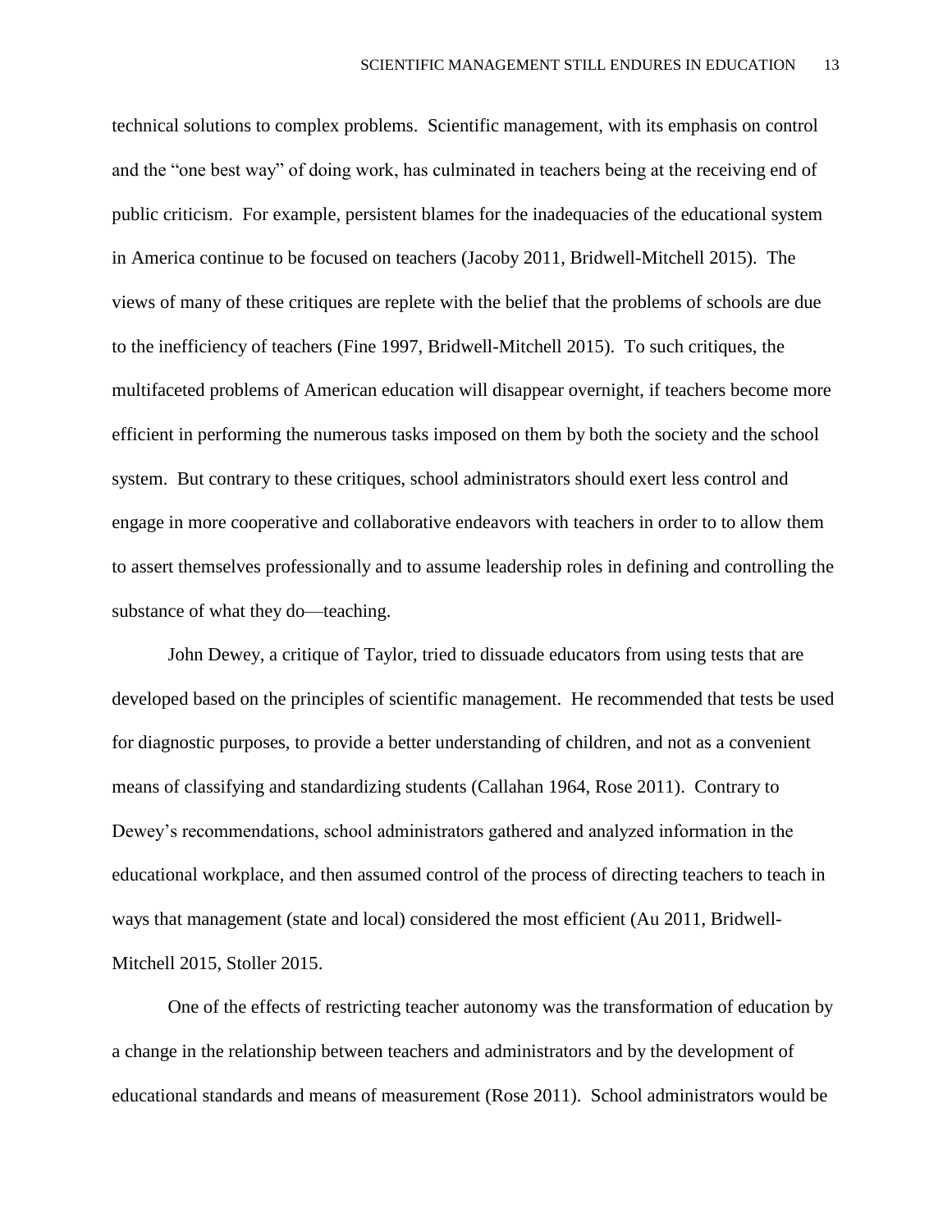technical solutions to complex problems. Scientific management, with its emphasis on control and the "one best way" of doing work, has culminated in teachers being at the receiving end of public criticism. For example, persistent blames for the inadequacies of the educational system in America continue to be focused on teachers (Jacoby 2011, Bridwell-Mitchell 2015). The views of many of these critiques are replete with the belief that the problems of schools are due to the inefficiency of teachers (Fine 1997, Bridwell-Mitchell 2015). To such critiques, the multifaceted problems of American education will disappear overnight, if teachers become more efficient in performing the numerous tasks imposed on them by both the society and the school system. But contrary to these critiques, school administrators should exert less control and engage in more cooperative and collaborative endeavors with teachers in order to to allow them to assert themselves professionally and to assume leadership roles in defining and controlling the substance of what they do—teaching.

John Dewey, a critique of Taylor, tried to dissuade educators from using tests that are developed based on the principles of scientific management. He recommended that tests be used for diagnostic purposes, to provide a better understanding of children, and not as a convenient means of classifying and standardizing students (Callahan 1964, Rose 2011). Contrary to Dewey's recommendations, school administrators gathered and analyzed information in the educational workplace, and then assumed control of the process of directing teachers to teach in ways that management (state and local) considered the most efficient (Au 2011, Bridwell-Mitchell 2015, Stoller 2015.

One of the effects of restricting teacher autonomy was the transformation of education by a change in the relationship between teachers and administrators and by the development of educational standards and means of measurement (Rose 2011). School administrators would be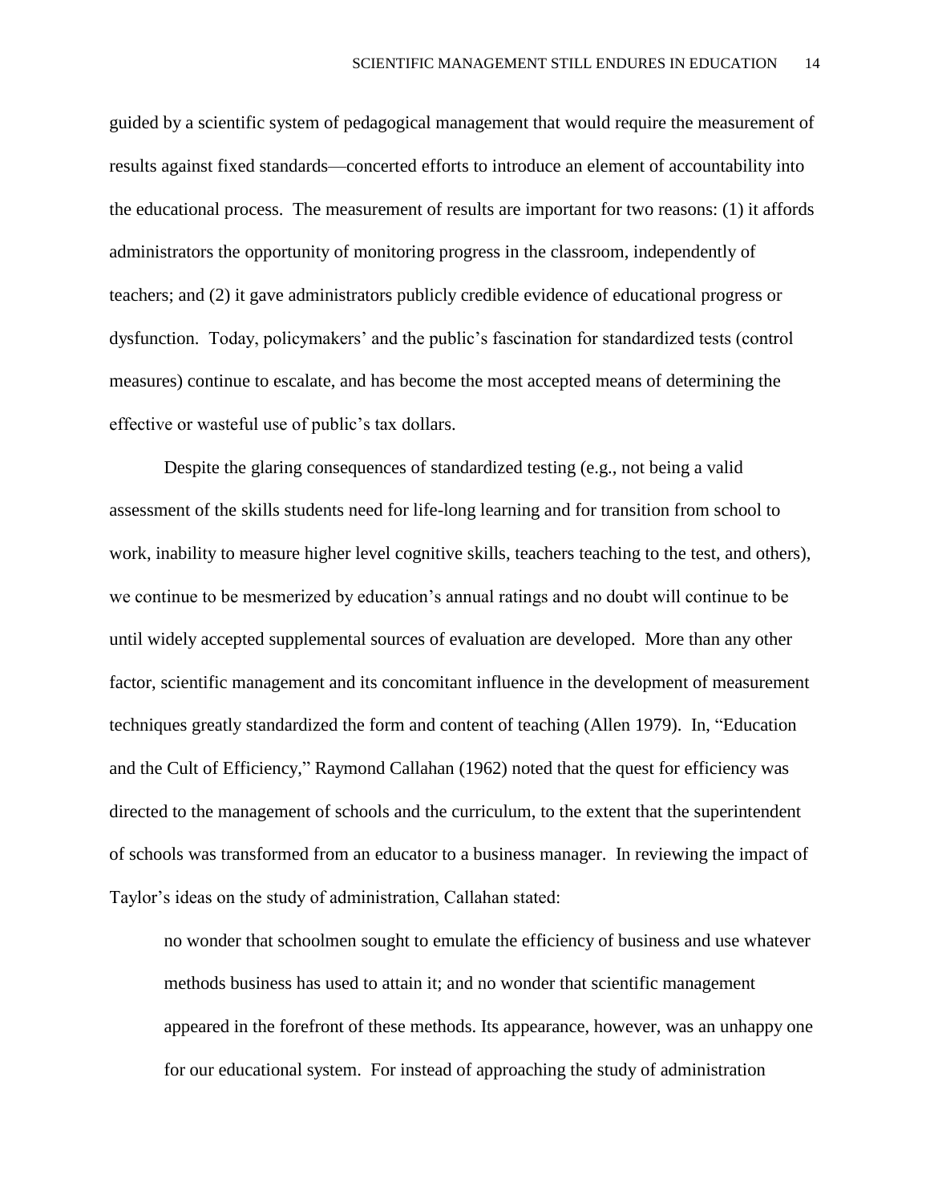guided by a scientific system of pedagogical management that would require the measurement of results against fixed standards—concerted efforts to introduce an element of accountability into the educational process. The measurement of results are important for two reasons: (1) it affords administrators the opportunity of monitoring progress in the classroom, independently of teachers; and (2) it gave administrators publicly credible evidence of educational progress or dysfunction. Today, policymakers' and the public's fascination for standardized tests (control measures) continue to escalate, and has become the most accepted means of determining the effective or wasteful use of public's tax dollars.

Despite the glaring consequences of standardized testing (e.g., not being a valid assessment of the skills students need for life-long learning and for transition from school to work, inability to measure higher level cognitive skills, teachers teaching to the test, and others), we continue to be mesmerized by education's annual ratings and no doubt will continue to be until widely accepted supplemental sources of evaluation are developed. More than any other factor, scientific management and its concomitant influence in the development of measurement techniques greatly standardized the form and content of teaching (Allen 1979). In, "Education and the Cult of Efficiency," Raymond Callahan (1962) noted that the quest for efficiency was directed to the management of schools and the curriculum, to the extent that the superintendent of schools was transformed from an educator to a business manager. In reviewing the impact of Taylor's ideas on the study of administration, Callahan stated:

> no wonder that schoolmen sought to emulate the efficiency of business and use whatever methods business has used to attain it; and no wonder that scientific management appeared in the forefront of these methods. Its appearance, however, was an unhappy one for our educational system. For instead of approaching the study of administration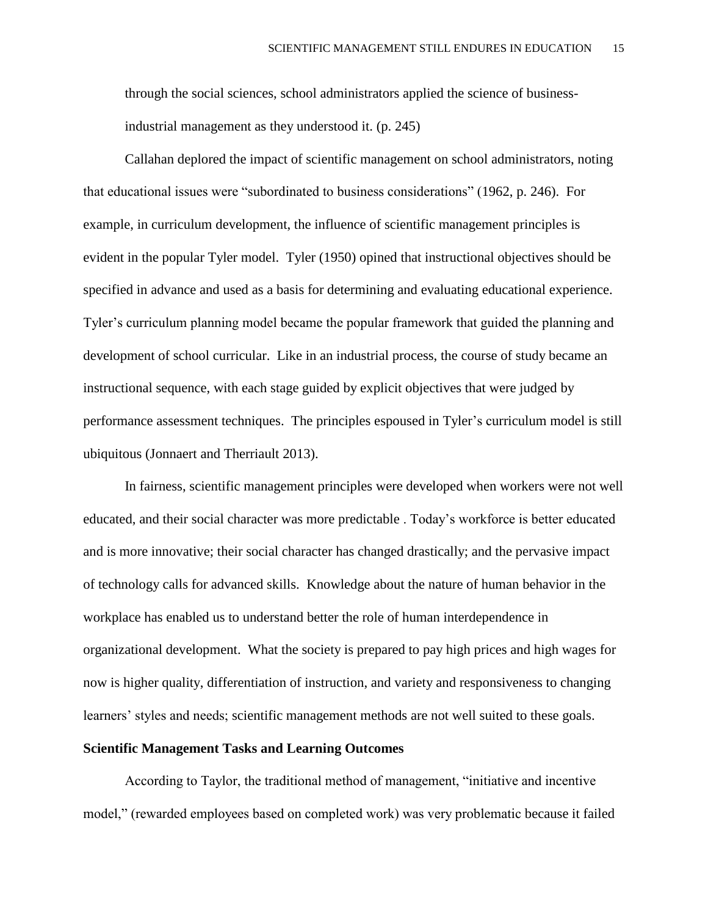through the social sciences, school administrators applied the science of business-industrial management as they understood it. (p. 245)

Callahan deplored the impact of scientific management on school administrators, noting that educational issues were "subordinated to business considerations" (1962, p. 246). For example, in curriculum development, the influence of scientific management principles is evident in the popular Tyler model. Tyler (1950) opined that instructional objectives should be specified in advance and used as a basis for determining and evaluating educational experience. Tyler's curriculum planning model became the popular framework that guided the planning and development of school curricular. Like in an industrial process, the course of study became an instructional sequence, with each stage guided by explicit objectives that were judged by performance assessment techniques. The principles espoused in Tyler's curriculum model is still ubiquitous (Jonnaert and Therriault 2013).

In fairness, scientific management principles were developed when workers were not well educated, and their social character was more predictable . Today's workforce is better educated and is more innovative; their social character has changed drastically; and the pervasive impact of technology calls for advanced skills. Knowledge about the nature of human behavior in the workplace has enabled us to understand better the role of human interdependence in organizational development. What the society is prepared to pay high prices and high wages for now is higher quality, differentiation of instruction, and variety and responsiveness to changing learners' styles and needs; scientific management methods are not well suited to these goals.

**Scientific Management Tasks and Learning Outcomes**

According to Taylor, the traditional method of management, "initiative and incentive model," (rewarded employees based on completed work) was very problematic because it failed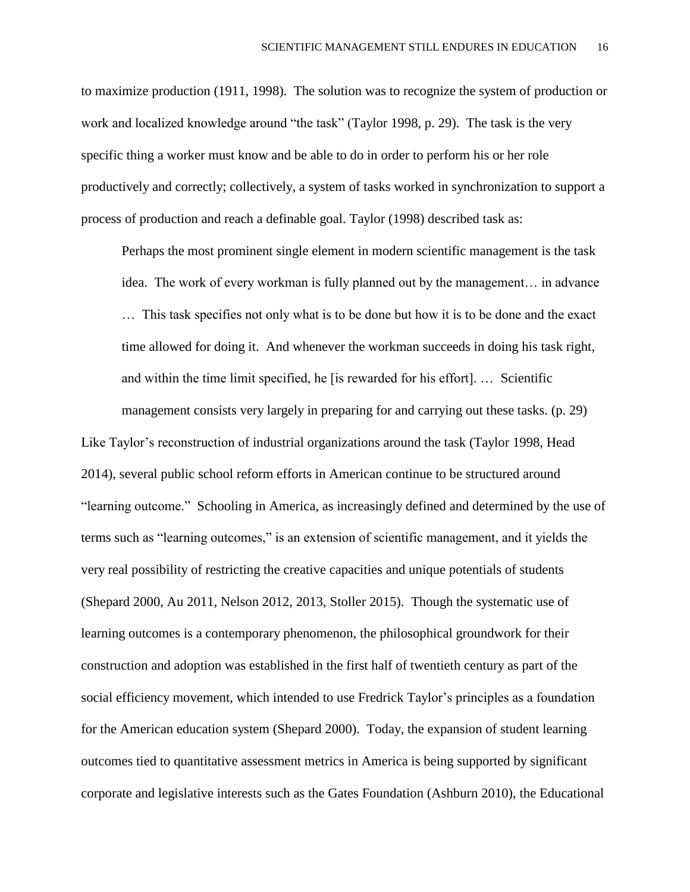to maximize production (1911, 1998). The solution was to recognize the system of production or work and localized knowledge around "the task" (Taylor 1998, p. 29). The task is the very specific thing a worker must know and be able to do in order to perform his or her role productively and correctly; collectively, a system of tasks worked in synchronization to support a process of production and reach a definable goal. Taylor (1998) described task as:

> Perhaps the most prominent single element in modern scientific management is the task idea. The work of every workman is fully planned out by the management… in advance … This task specifies not only what is to be done but how it is to be done and the exact time allowed for doing it. And whenever the workman succeeds in doing his task right, and within the time limit specified, he [is rewarded for his effort]. … Scientific management consists very largely in preparing for and carrying out these tasks. (p. 29)

Like Taylor's reconstruction of industrial organizations around the task (Taylor 1998, Head 2014), several public school reform efforts in American continue to be structured around "learning outcome." Schooling in America, as increasingly defined and determined by the use of terms such as "learning outcomes," is an extension of scientific management, and it yields the very real possibility of restricting the creative capacities and unique potentials of students (Shepard 2000, Au 2011, Nelson 2012, 2013, Stoller 2015). Though the systematic use of learning outcomes is a contemporary phenomenon, the philosophical groundwork for their construction and adoption was established in the first half of twentieth century as part of the social efficiency movement, which intended to use Fredrick Taylor's principles as a foundation for the American education system (Shepard 2000). Today, the expansion of student learning outcomes tied to quantitative assessment metrics in America is being supported by significant corporate and legislative interests such as the Gates Foundation (Ashburn 2010), the Educational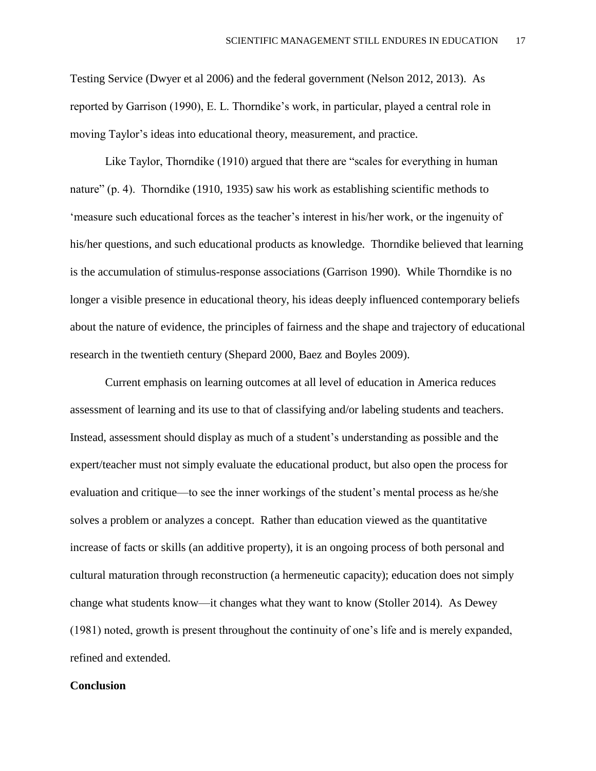Testing Service (Dwyer et al 2006) and the federal government (Nelson 2012, 2013). As reported by Garrison (1990), E. L. Thorndike's work, in particular, played a central role in moving Taylor's ideas into educational theory, measurement, and practice.

Like Taylor, Thorndike (1910) argued that there are "scales for everything in human nature" (p. 4). Thorndike (1910, 1935) saw his work as establishing scientific methods to 'measure such educational forces as the teacher's interest in his/her work, or the ingenuity of his/her questions, and such educational products as knowledge. Thorndike believed that learning is the accumulation of stimulus-response associations (Garrison 1990). While Thorndike is no longer a visible presence in educational theory, his ideas deeply influenced contemporary beliefs about the nature of evidence, the principles of fairness and the shape and trajectory of educational research in the twentieth century (Shepard 2000, Baez and Boyles 2009).

Current emphasis on learning outcomes at all level of education in America reduces assessment of learning and its use to that of classifying and/or labeling students and teachers. Instead, assessment should display as much of a student's understanding as possible and the expert/teacher must not simply evaluate the educational product, but also open the process for evaluation and critique—to see the inner workings of the student's mental process as he/she solves a problem or analyzes a concept. Rather than education viewed as the quantitative increase of facts or skills (an additive property), it is an ongoing process of both personal and cultural maturation through reconstruction (a hermeneutic capacity); education does not simply change what students know—it changes what they want to know (Stoller 2014). As Dewey (1981) noted, growth is present throughout the continuity of one's life and is merely expanded, refined and extended.

**Conclusion**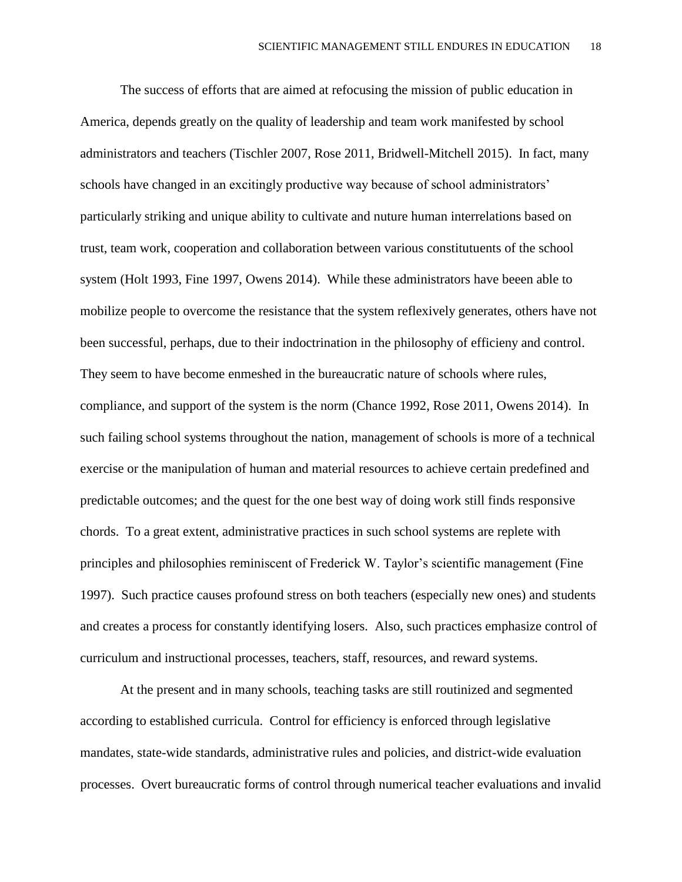The success of efforts that are aimed at refocusing the mission of public education in America, depends greatly on the quality of leadership and team work manifested by school administrators and teachers (Tischler 2007, Rose 2011, Bridwell-Mitchell 2015). In fact, many schools have changed in an excitingly productive way because of school administrators' particularly striking and unique ability to cultivate and nuture human interrelations based on trust, team work, cooperation and collaboration between various constitutuents of the school system (Holt 1993, Fine 1997, Owens 2014). While these administrators have beeen able to mobilize people to overcome the resistance that the system reflexively generates, others have not been successful, perhaps, due to their indoctrination in the philosophy of efficieny and control. They seem to have become enmeshed in the bureaucratic nature of schools where rules, compliance, and support of the system is the norm (Chance 1992, Rose 2011, Owens 2014). In such failing school systems throughout the nation, management of schools is more of a technical exercise or the manipulation of human and material resources to achieve certain predefined and predictable outcomes; and the quest for the one best way of doing work still finds responsive chords. To a great extent, administrative practices in such school systems are replete with principles and philosophies reminiscent of Frederick W. Taylor's scientific management (Fine 1997). Such practice causes profound stress on both teachers (especially new ones) and students and creates a process for constantly identifying losers. Also, such practices emphasize control of curriculum and instructional processes, teachers, staff, resources, and reward systems.

At the present and in many schools, teaching tasks are still routinized and segmented according to established curricula. Control for efficiency is enforced through legislative mandates, state-wide standards, administrative rules and policies, and district-wide evaluation processes. Overt bureaucratic forms of control through numerical teacher evaluations and invalid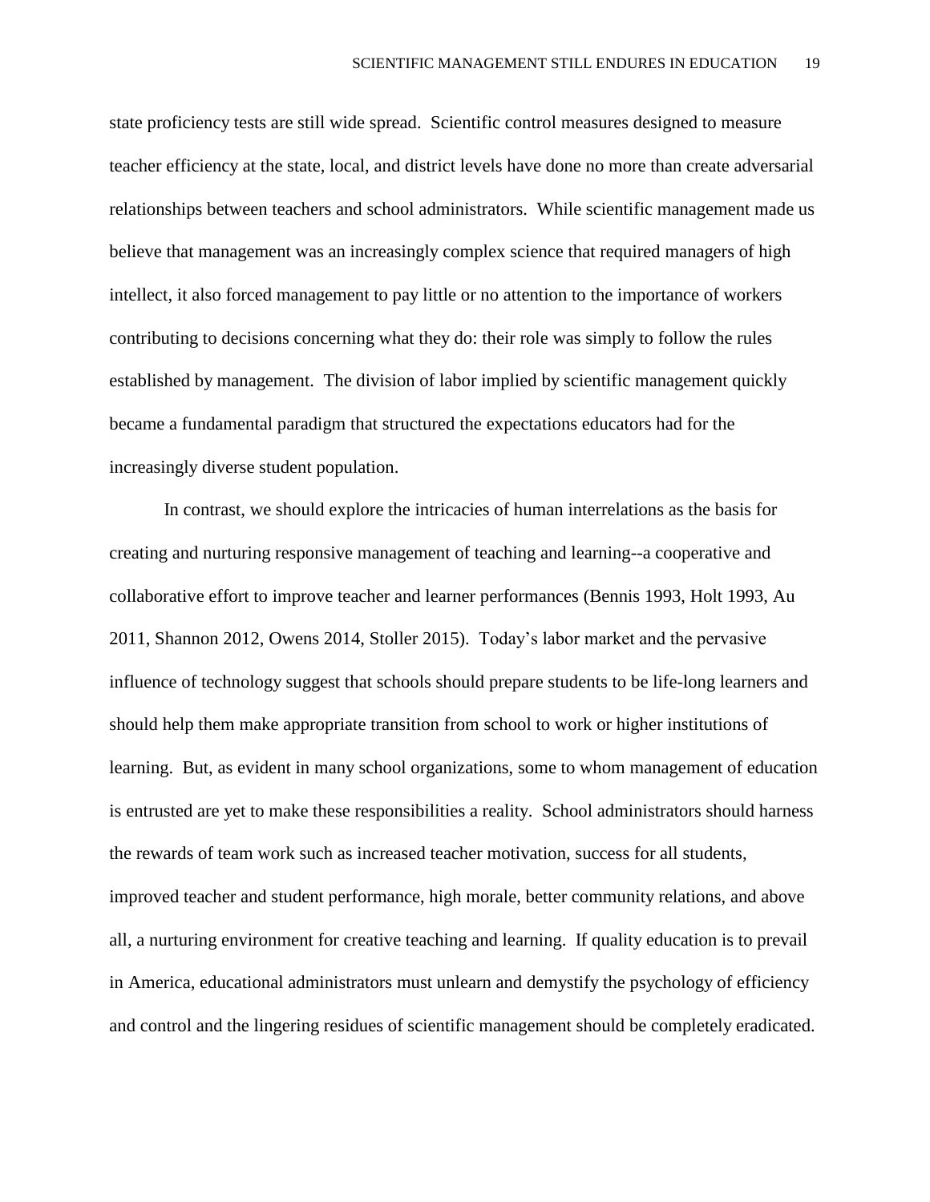state proficiency tests are still wide spread. Scientific control measures designed to measure teacher efficiency at the state, local, and district levels have done no more than create adversarial relationships between teachers and school administrators. While scientific management made us believe that management was an increasingly complex science that required managers of high intellect, it also forced management to pay little or no attention to the importance of workers contributing to decisions concerning what they do: their role was simply to follow the rules established by management. The division of labor implied by scientific management quickly became a fundamental paradigm that structured the expectations educators had for the increasingly diverse student population.

In contrast, we should explore the intricacies of human interrelations as the basis for creating and nurturing responsive management of teaching and learning--a cooperative and collaborative effort to improve teacher and learner performances (Bennis 1993, Holt 1993, Au 2011, Shannon 2012, Owens 2014, Stoller 2015). Today's labor market and the pervasive influence of technology suggest that schools should prepare students to be life-long learners and should help them make appropriate transition from school to work or higher institutions of learning. But, as evident in many school organizations, some to whom management of education is entrusted are yet to make these responsibilities a reality. School administrators should harness the rewards of team work such as increased teacher motivation, success for all students, improved teacher and student performance, high morale, better community relations, and above all, a nurturing environment for creative teaching and learning. If quality education is to prevail in America, educational administrators must unlearn and demystify the psychology of efficiency and control and the lingering residues of scientific management should be completely eradicated.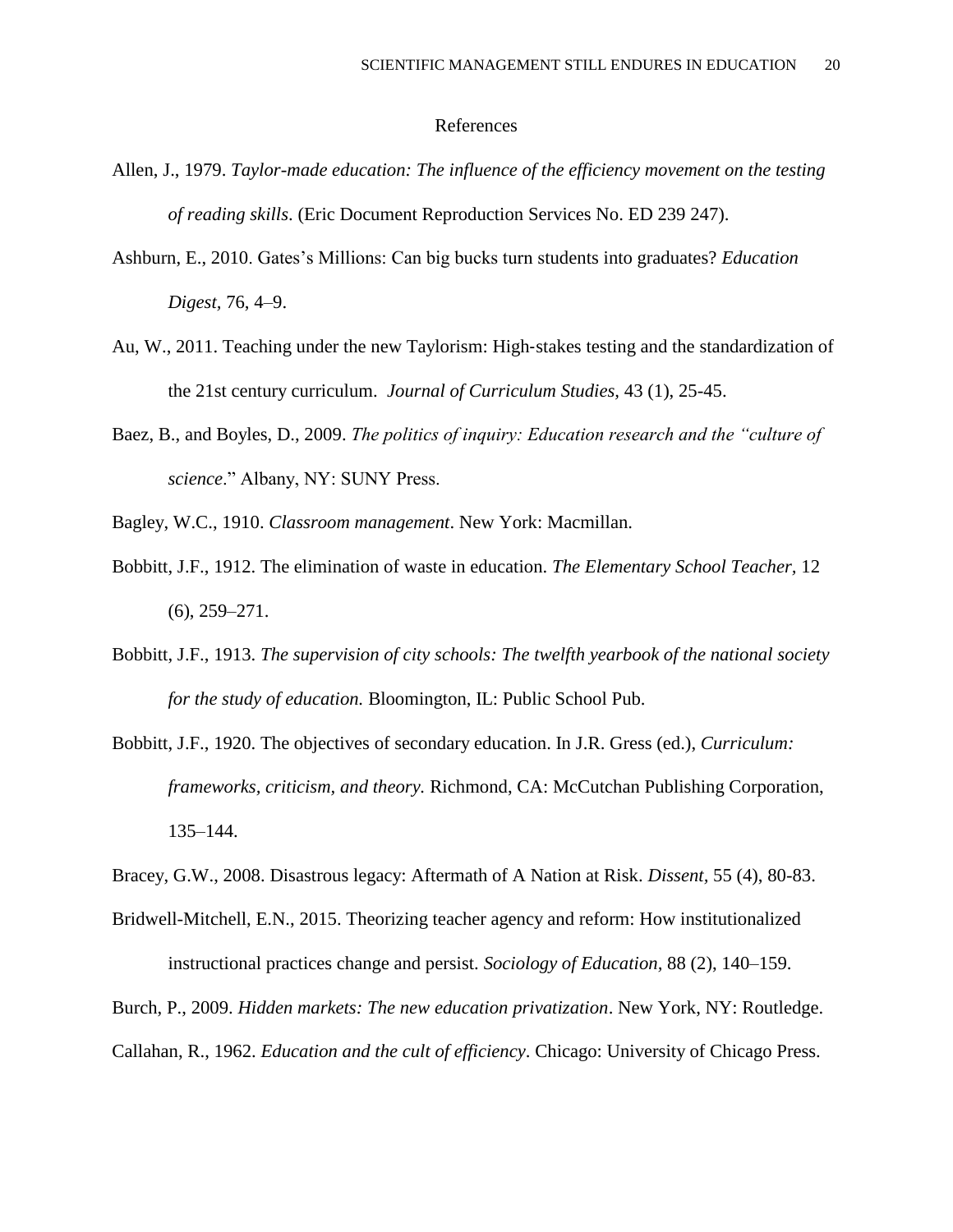# References

Allen, J., 1979. *Taylor-made education: The influence of the efficiency movement on the testing of reading skills*. (Eric Document Reproduction Services No. ED 239 247).

Ashburn, E., 2010. Gates's Millions: Can big bucks turn students into graduates? *Education Digest,* 76, 4–9.

Au, W., 2011. Teaching under the new Taylorism: High-stakes testing and the standardization of the 21st century curriculum. *Journal of Curriculum Studies,* 43 (1), 25-45.

Baez, B., and Boyles, D., 2009. *The politics of inquiry: Education research and the "culture of science*." Albany, NY: SUNY Press.

Bagley, W.C., 1910. *Classroom management*. New York: Macmillan.

Bobbitt, J.F., 1912. The elimination of waste in education. *The Elementary School Teacher,* 12 (6), 259–271.

Bobbitt, J.F., 1913. *The supervision of city schools: The twelfth yearbook of the national society for the study of education.* Bloomington, IL: Public School Pub.

Bobbitt, J.F., 1920. The objectives of secondary education. In J.R. Gress (ed.), *Curriculum: frameworks, criticism, and theory.* Richmond, CA: McCutchan Publishing Corporation, 135–144.

Bracey, G.W., 2008. Disastrous legacy: Aftermath of A Nation at Risk. *Dissent*, 55 (4), 80-83.

Bridwell-Mitchell, E.N., 2015. Theorizing teacher agency and reform: How institutionalized instructional practices change and persist. *Sociology of Education*, 88 (2), 140–159.

Burch, P., 2009. *Hidden markets: The new education privatization*. New York, NY: Routledge.

Callahan, R., 1962. *Education and the cult of efficiency*. Chicago: University of Chicago Press.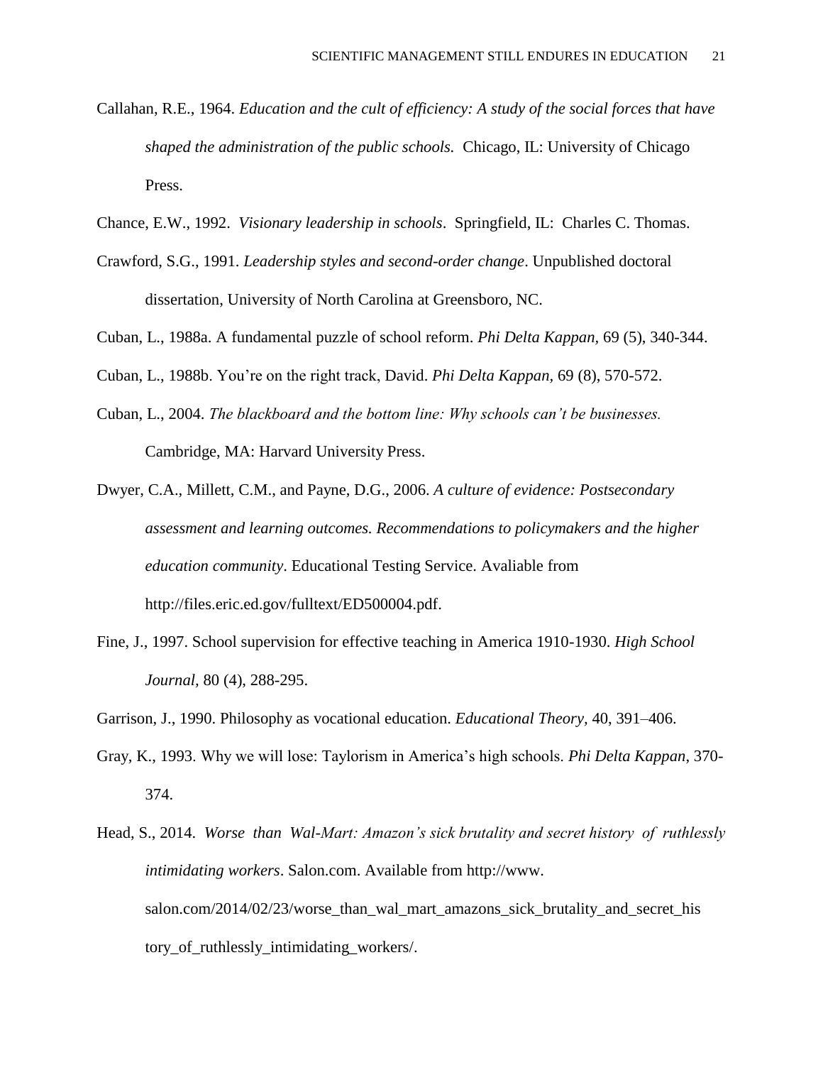Callahan, R.E., 1964. *Education and the cult of efficiency: A study of the social forces that have shaped the administration of the public schools.* Chicago, IL: University of Chicago Press.

Chance, E.W., 1992. *Visionary leadership in schools*. Springfield, IL: Charles C. Thomas.

Crawford, S.G., 1991. *Leadership styles and second-order change*. Unpublished doctoral dissertation, University of North Carolina at Greensboro, NC.

Cuban, L., 1988a. A fundamental puzzle of school reform. *Phi Delta Kappan*, 69 (5), 340-344.

Cuban, L., 1988b. You're on the right track, David. *Phi Delta Kappan*, 69 (8), 570-572.

Cuban, L., 2004. *The blackboard and the bottom line: Why schools can't be businesses.* Cambridge, MA: Harvard University Press.

Dwyer, C.A., Millett, C.M., and Payne, D.G., 2006. *A culture of evidence: Postsecondary assessment and learning outcomes. Recommendations to policymakers and the higher education community*. Educational Testing Service. Avaliable from http://files.eric.ed.gov/fulltext/ED500004.pdf.

Fine, J., 1997. School supervision for effective teaching in America 1910-1930. *High School Journal*, 80 (4), 288-295.

Garrison, J., 1990. Philosophy as vocational education. *Educational Theory,* 40, 391–406.

Gray, K., 1993. Why we will lose: Taylorism in America's high schools. *Phi Delta Kappan*, 370-374.

Head, S., 2014. *Worse than Wal-Mart: Amazon's sick brutality and secret history of ruthlessly intimidating workers*. Salon.com. Available from http://www.salon.com/2014/02/23/worse_than_wal_mart_amazons_sick_brutality_and_secret_history_of_ruthlessly_intimidating_workers/.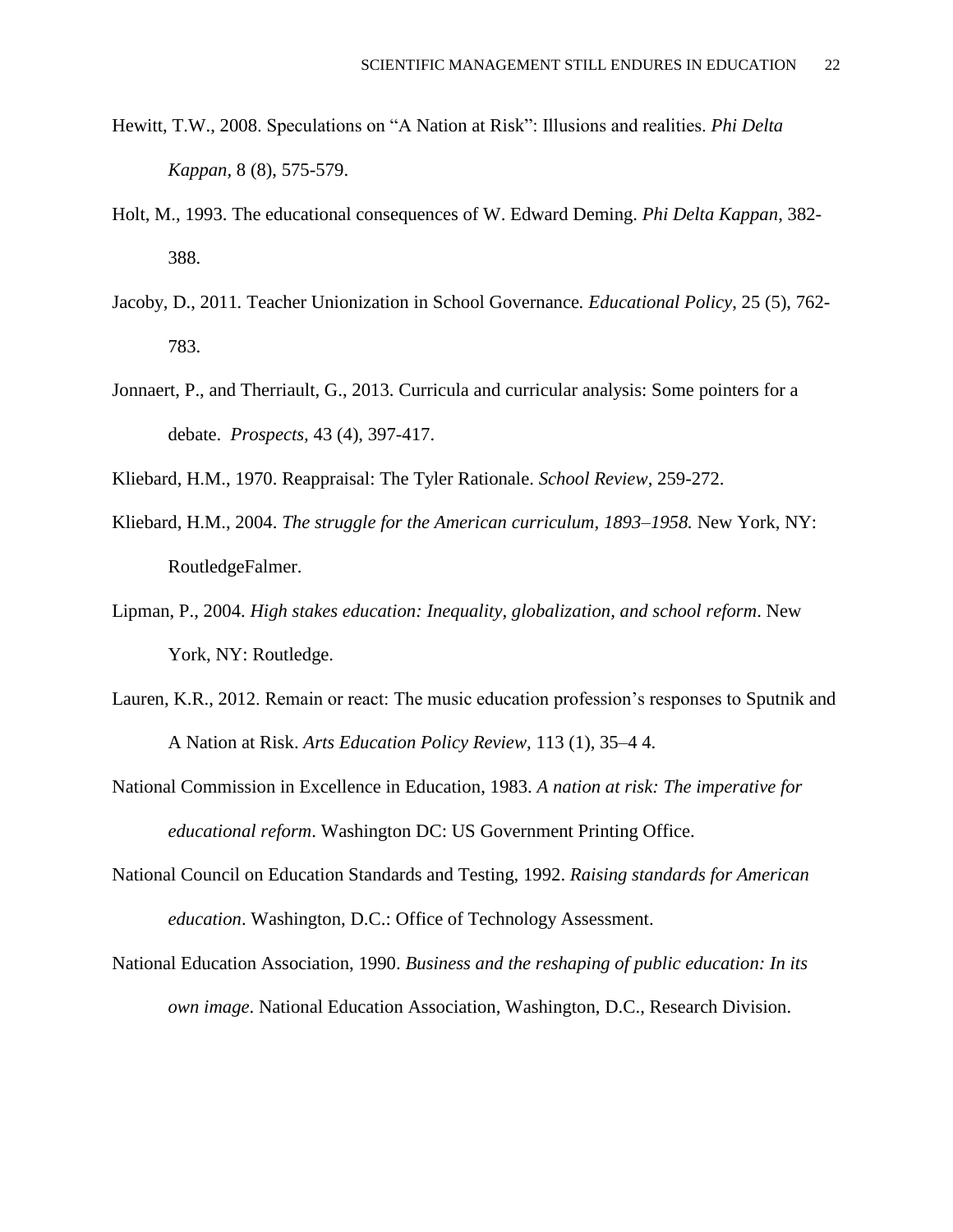Hewitt, T.W., 2008. Speculations on “A Nation at Risk”: Illusions and realities. *Phi Delta Kappan,* 8 (8), 575-579.

Holt, M., 1993. The educational consequences of W. Edward Deming. *Phi Delta Kappan*, 382-388.

Jacoby, D., 2011. Teacher Unionization in School Governance. *Educational Policy*, 25 (5), 762-783.

Jonnaert, P., and Therriault, G., 2013. Curricula and curricular analysis: Some pointers for a debate. *Prospects,* 43 (4), 397-417.

Kliebard, H.M., 1970. Reappraisal: The Tyler Rationale. *School Review*, 259-272.

Kliebard, H.M., 2004. *The struggle for the American curriculum, 1893–1958.* New York, NY: RoutledgeFalmer.

Lipman, P., 2004. *High stakes education: Inequality, globalization, and school reform*. New York, NY: Routledge.

Lauren, K.R., 2012. Remain or react: The music education profession’s responses to Sputnik and A Nation at Risk. *Arts Education Policy Review,* 113 (1), 35–4 4.

National Commission in Excellence in Education, 1983. *A nation at risk: The imperative for educational reform*. Washington DC: US Government Printing Office.

National Council on Education Standards and Testing, 1992. *Raising standards for American education*. Washington, D.C.: Office of Technology Assessment.

National Education Association, 1990. *Business and the reshaping of public education: In its own image*. National Education Association, Washington, D.C., Research Division.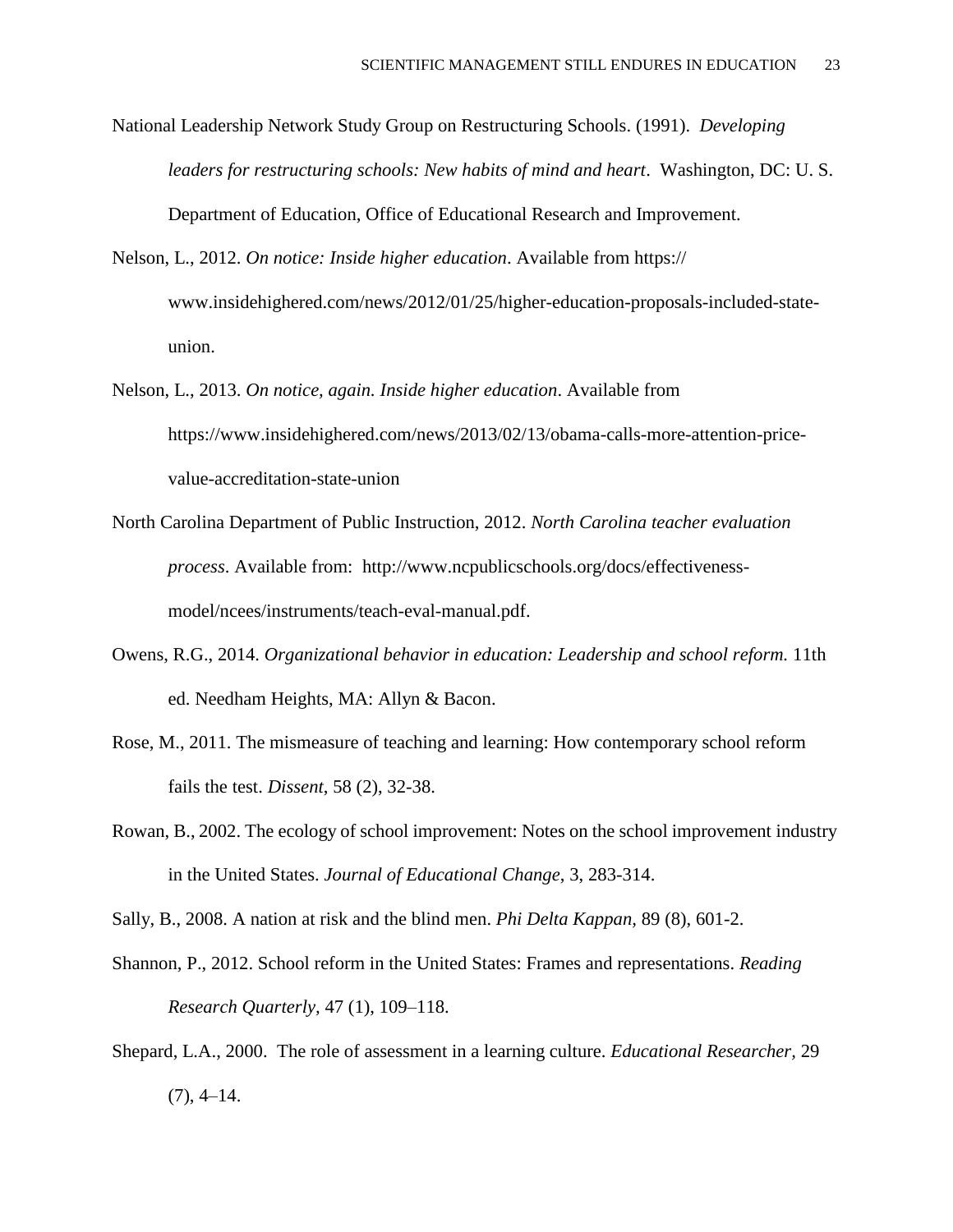National Leadership Network Study Group on Restructuring Schools. (1991). *Developing leaders for restructuring schools: New habits of mind and heart*. Washington, DC: U. S. Department of Education, Office of Educational Research and Improvement.

Nelson, L., 2012. *On notice: Inside higher education*. Available from https:// www.insidehighered.com/news/2012/01/25/higher-education-proposals-included-state-union.

Nelson, L., 2013. *On notice, again. Inside higher education*. Available from https://www.insidehighered.com/news/2013/02/13/obama-calls-more-attention-price-value-accreditation-state-union

North Carolina Department of Public Instruction, 2012. *North Carolina teacher evaluation process*. Available from: http://www.ncpublicschools.org/docs/effectiveness-model/ncees/instruments/teach-eval-manual.pdf.

Owens, R.G., 2014. *Organizational behavior in education: Leadership and school reform.* 11th ed. Needham Heights, MA: Allyn & Bacon.

Rose, M., 2011. The mismeasure of teaching and learning: How contemporary school reform fails the test. *Dissent*, 58 (2), 32-38.

Rowan, B., 2002. The ecology of school improvement: Notes on the school improvement industry in the United States. *Journal of Educational Change*, 3, 283-314.

Sally, B., 2008. A nation at risk and the blind men. *Phi Delta Kappan,* 89 (8), 601-2.

Shannon, P., 2012. School reform in the United States: Frames and representations. *Reading Research Quarterly,* 47 (1), 109–118.

Shepard, L.A., 2000. The role of assessment in a learning culture. *Educational Researcher,* 29 (7), 4–14.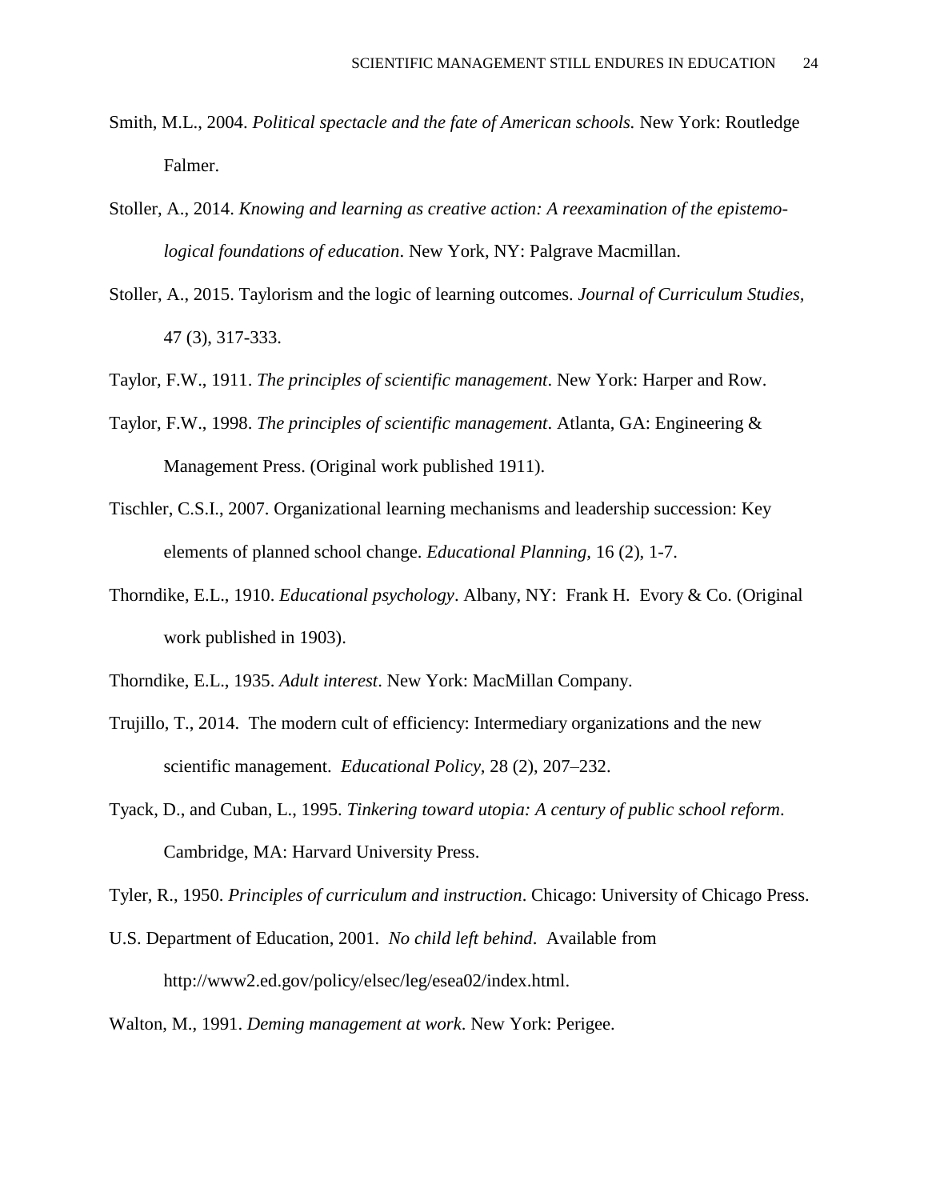Smith, M.L., 2004. *Political spectacle and the fate of American schools.* New York: Routledge Falmer.

Stoller, A., 2014. *Knowing and learning as creative action: A reexamination of the epistemo-logical foundations of education*. New York, NY: Palgrave Macmillan.

Stoller, A., 2015. Taylorism and the logic of learning outcomes. *Journal of Curriculum Studies*, 47 (3), 317-333.

Taylor, F.W., 1911. *The principles of scientific management*. New York: Harper and Row.

Taylor, F.W., 1998. *The principles of scientific management*. Atlanta, GA: Engineering & Management Press. (Original work published 1911).

Tischler, C.S.I., 2007. Organizational learning mechanisms and leadership succession: Key elements of planned school change. *Educational Planning,* 16 (2), 1-7.

Thorndike, E.L., 1910. *Educational psychology*. Albany, NY: Frank H. Evory & Co. (Original work published in 1903).

Thorndike, E.L., 1935. *Adult interest*. New York: MacMillan Company.

Trujillo, T., 2014. The modern cult of efficiency: Intermediary organizations and the new scientific management. *Educational Policy*, 28 (2), 207–232.

Tyack, D., and Cuban, L., 1995. *Tinkering toward utopia: A century of public school reform*. Cambridge, MA: Harvard University Press.

Tyler, R., 1950. *Principles of curriculum and instruction*. Chicago: University of Chicago Press.

U.S. Department of Education, 2001. *No child left behind*. Available from http://www2.ed.gov/policy/elsec/leg/esea02/index.html.

Walton, M., 1991. *Deming management at work*. New York: Perigee.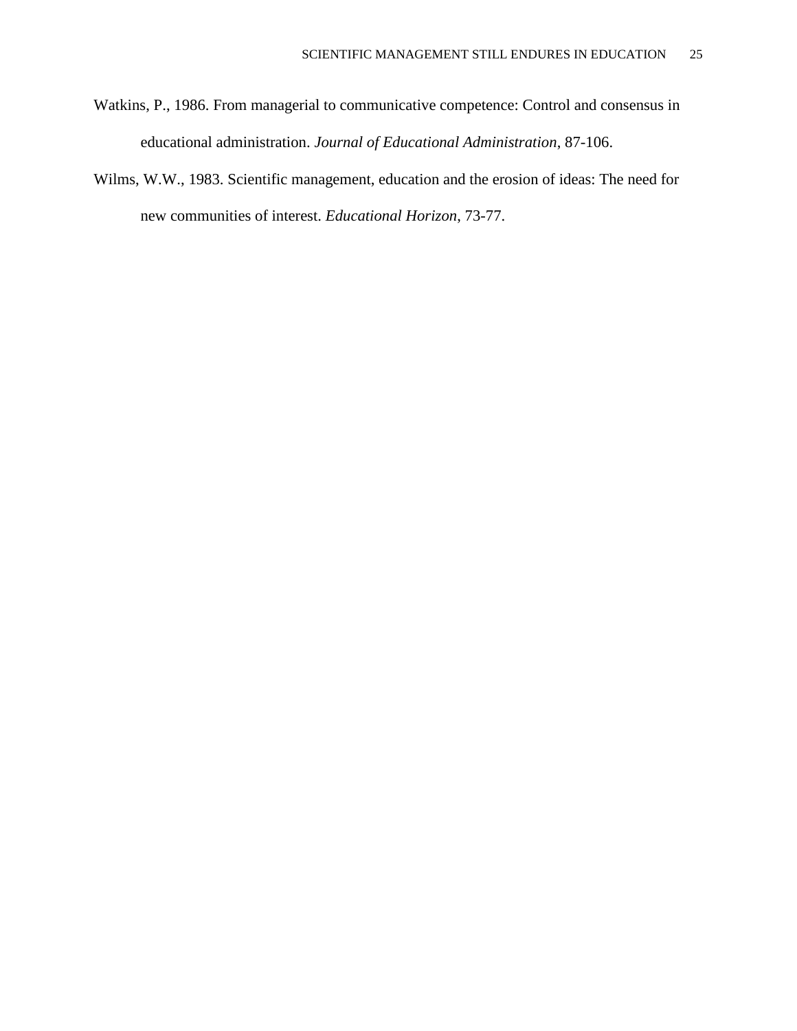Watkins, P., 1986. From managerial to communicative competence: Control and consensus in educational administration. *Journal of Educational Administration*, 87-106.

Wilms, W.W., 1983. Scientific management, education and the erosion of ideas: The need for new communities of interest. *Educational Horizon*, 73-77.